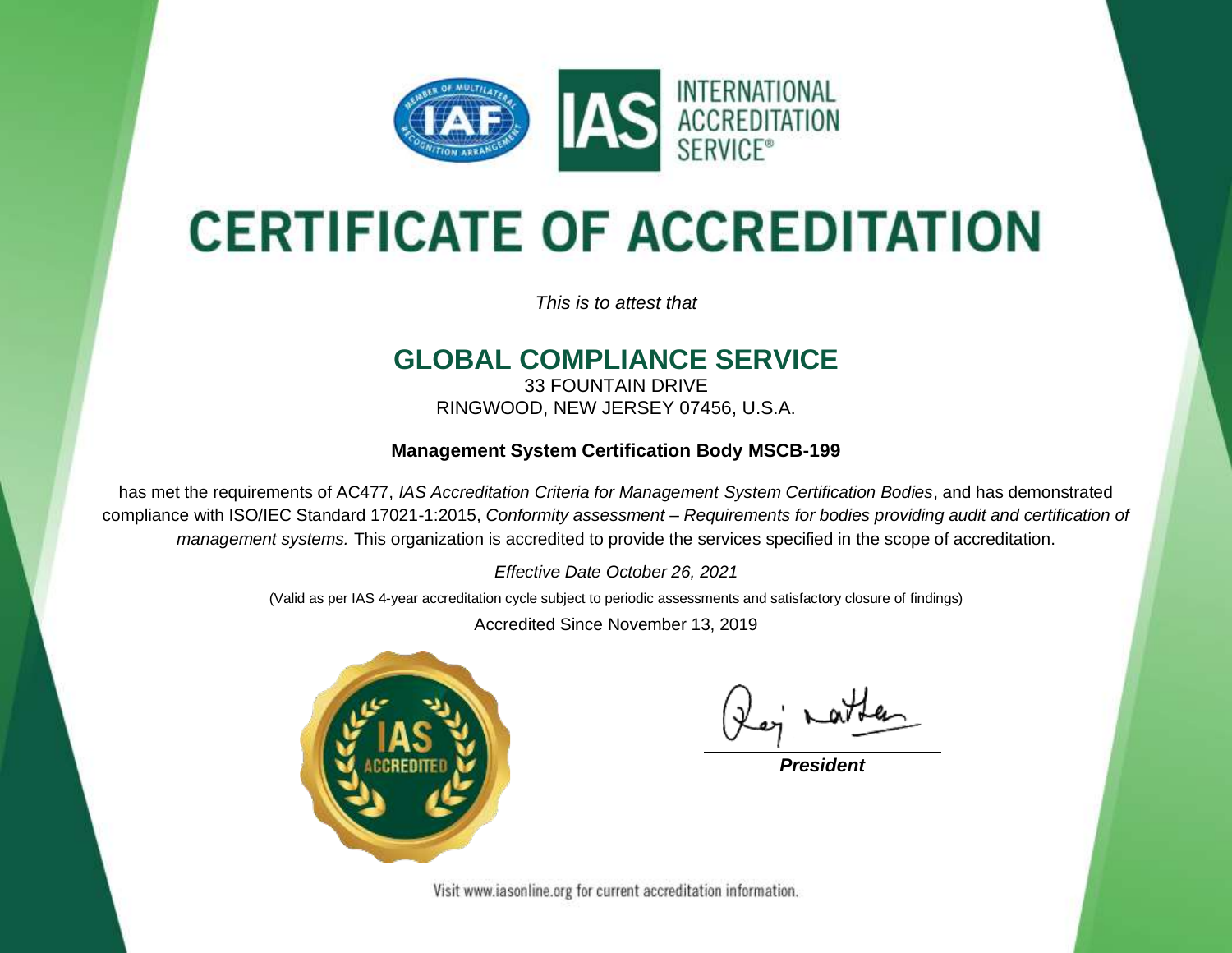INTERNATIONAL ACCREDITATION SERVICE®

# CERTIFICATE OF ACCREDITATION

*This is to attest that*

## GLOBAL COMPLIANCE SERVICE

33 FOUNTAIN DRIVE
RINGWOOD, NEW JERSEY 07456, U.S.A.

**Management System Certification Body MSCB-199**

has met the requirements of AC477, *IAS Accreditation Criteria for Management System Certification Bodies*, and has demonstrated compliance with ISO/IEC Standard 17021-1:2015, *Conformity assessment – Requirements for bodies providing audit and certification of management systems.* This organization is accredited to provide the services specified in the scope of accreditation.

*Effective Date October 26, 2021*

(Valid as per IAS 4-year accreditation cycle subject to periodic assessments and satisfactory closure of findings)

Accredited Since November 13, 2019

***President***

Visit www.iasonline.org for current accreditation information.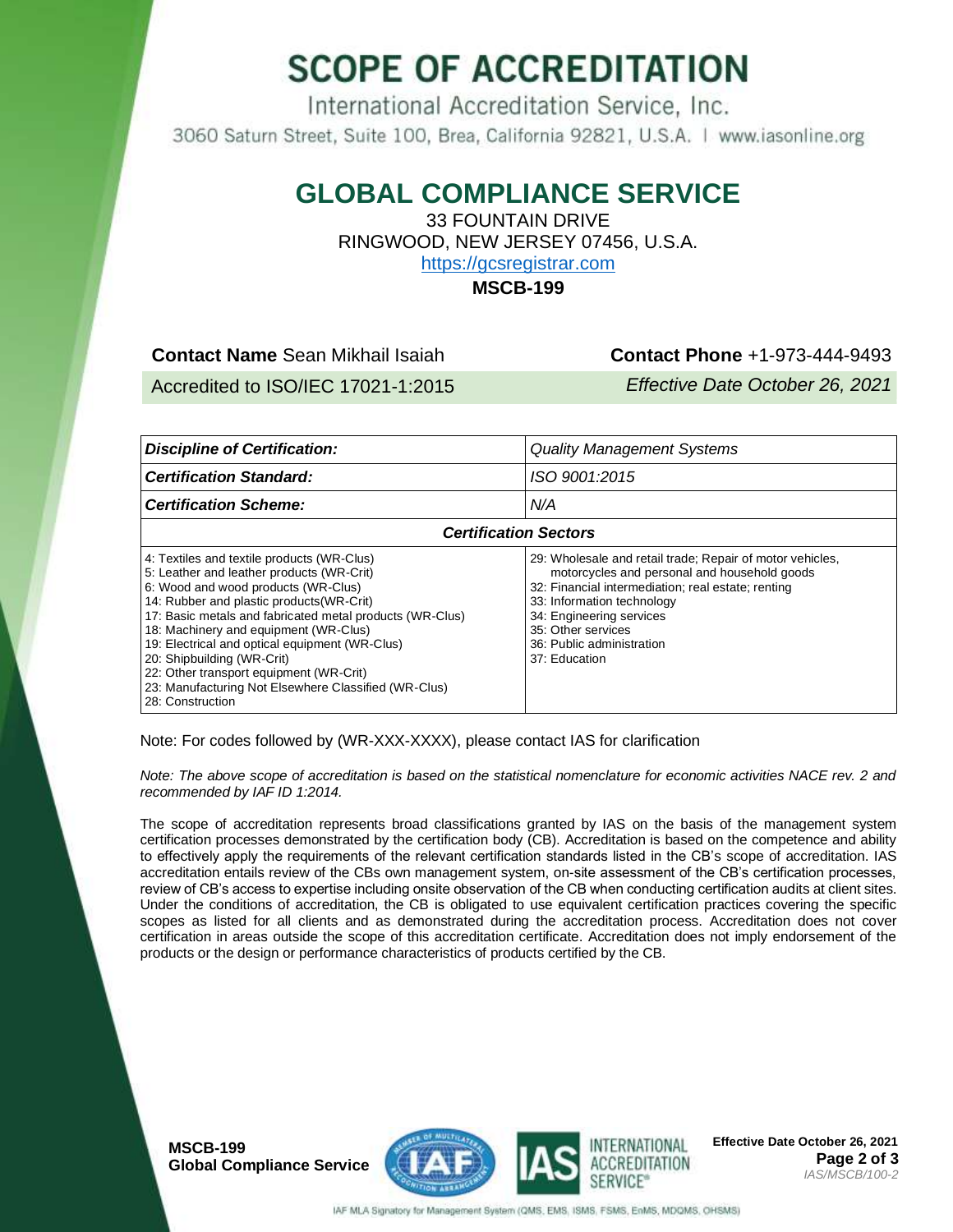# SCOPE OF ACCREDITATION

International Accreditation Service, Inc.

3060 Saturn Street, Suite 100, Brea, California 92821, U.S.A. | www.iasonline.org

## GLOBAL COMPLIANCE SERVICE

33 FOUNTAIN DRIVE
RINGWOOD, NEW JERSEY 07456, U.S.A.
https://gcsregistrar.com

**MSCB-199**

**Contact Name** Sean Mikhail Isaiah **Contact Phone** +1-973-444-9493

Accredited to ISO/IEC 17021-1:2015 *Effective Date October 26, 2021*

| ***Discipline of Certification:*** | *Quality Management Systems* |
|---|---|
| ***Certification Standard:*** | *ISO 9001:2015* |
| ***Certification Scheme:*** | *N/A* |
| ***Certification Sectors*** | |
| 4: Textiles and textile products (WR-Clus)<br>5: Leather and leather products (WR-Crit)<br>6: Wood and wood products (WR-Clus)<br>14: Rubber and plastic products(WR-Crit)<br>17: Basic metals and fabricated metal products (WR-Clus)<br>18: Machinery and equipment (WR-Clus)<br>19: Electrical and optical equipment (WR-Clus)<br>20: Shipbuilding (WR-Crit)<br>22: Other transport equipment (WR-Crit)<br>23: Manufacturing Not Elsewhere Classified (WR-Clus)<br>28: Construction | 29: Wholesale and retail trade; Repair of motor vehicles, motorcycles and personal and household goods<br>32: Financial intermediation; real estate; renting<br>33: Information technology<br>34: Engineering services<br>35: Other services<br>36: Public administration<br>37: Education |

Note: For codes followed by (WR-XXX-XXXX), please contact IAS for clarification

*Note: The above scope of accreditation is based on the statistical nomenclature for economic activities NACE rev. 2 and recommended by IAF ID 1:2014.*

The scope of accreditation represents broad classifications granted by IAS on the basis of the management system certification processes demonstrated by the certification body (CB). Accreditation is based on the competence and ability to effectively apply the requirements of the relevant certification standards listed in the CB's scope of accreditation. IAS accreditation entails review of the CBs own management system, on-site assessment of the CB's certification processes, review of CB's access to expertise including onsite observation of the CB when conducting certification audits at client sites. Under the conditions of accreditation, the CB is obligated to use equivalent certification practices covering the specific scopes as listed for all clients and as demonstrated during the accreditation process. Accreditation does not cover certification in areas outside the scope of this accreditation certificate. Accreditation does not imply endorsement of the products or the design or performance characteristics of products certified by the CB.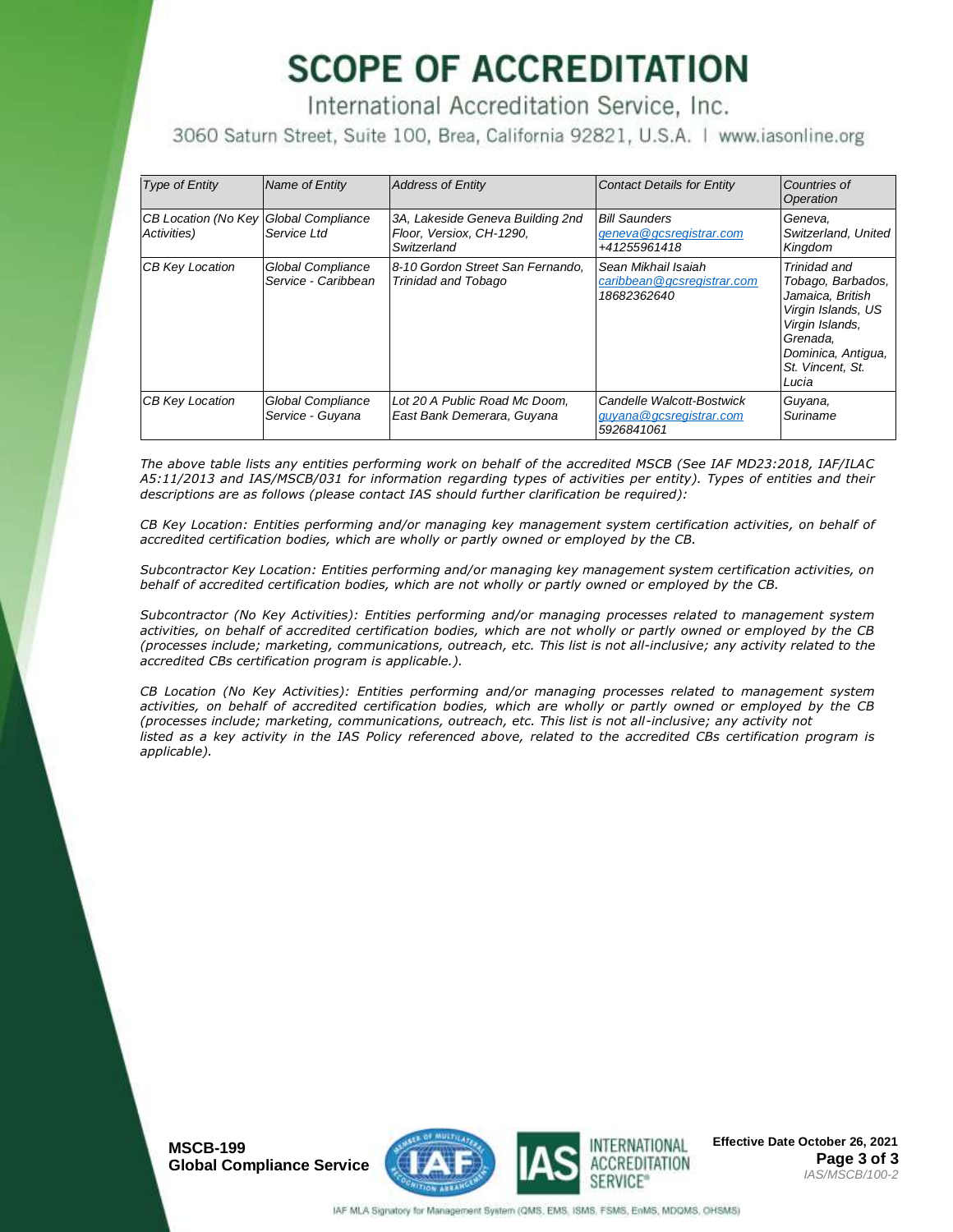# SCOPE OF ACCREDITATION

International Accreditation Service, Inc.

3060 Saturn Street, Suite 100, Brea, California 92821, U.S.A. | www.iasonline.org

| Type of Entity | Name of Entity | Address of Entity | Contact Details for Entity | Countries of Operation |
|---|---|---|---|---|
| CB Location (No Key Activities) | Global Compliance Service Ltd | 3A, Lakeside Geneva Building 2nd Floor, Versiox, CH-1290, Switzerland | Bill Saunders geneva@gcsregistrar.com +41255961418 | Geneva, Switzerland, United Kingdom |
| CB Key Location | Global Compliance Service - Caribbean | 8-10 Gordon Street San Fernando, Trinidad and Tobago | Sean Mikhail Isaiah caribbean@gcsregistrar.com 18682362640 | Trinidad and Tobago, Barbados, Jamaica, British Virgin Islands, US Virgin Islands, Grenada, Dominica, Antigua, St. Vincent, St. Lucia |
| CB Key Location | Global Compliance Service - Guyana | Lot 20 A Public Road Mc Doom, East Bank Demerara, Guyana | Candelle Walcott-Bostwick guyana@gcsregistrar.com 5926841061 | Guyana, Suriname |

*The above table lists any entities performing work on behalf of the accredited MSCB (See IAF MD23:2018, IAF/ILAC A5:11/2013 and IAS/MSCB/031 for information regarding types of activities per entity). Types of entities and their descriptions are as follows (please contact IAS should further clarification be required):*

*CB Key Location: Entities performing and/or managing key management system certification activities, on behalf of accredited certification bodies, which are wholly or partly owned or employed by the CB.*

*Subcontractor Key Location: Entities performing and/or managing key management system certification activities, on behalf of accredited certification bodies, which are not wholly or partly owned or employed by the CB.*

*Subcontractor (No Key Activities): Entities performing and/or managing processes related to management system activities, on behalf of accredited certification bodies, which are not wholly or partly owned or employed by the CB (processes include; marketing, communications, outreach, etc. This list is not all-inclusive; any activity related to the accredited CBs certification program is applicable.).*

*CB Location (No Key Activities): Entities performing and/or managing processes related to management system activities, on behalf of accredited certification bodies, which are wholly or partly owned or employed by the CB (processes include; marketing, communications, outreach, etc. This list is not all-inclusive; any activity not listed as a key activity in the IAS Policy referenced above, related to the accredited CBs certification program is applicable).*

**MSCB-199**
**Global Compliance Service**

**Effective Date October 26, 2021**

*IAS/MSCB/100-2*

IAF MLA Signatory for Management System (QMS, EMS, ISMS, FSMS, EnMS, MDQMS, OHSMS)